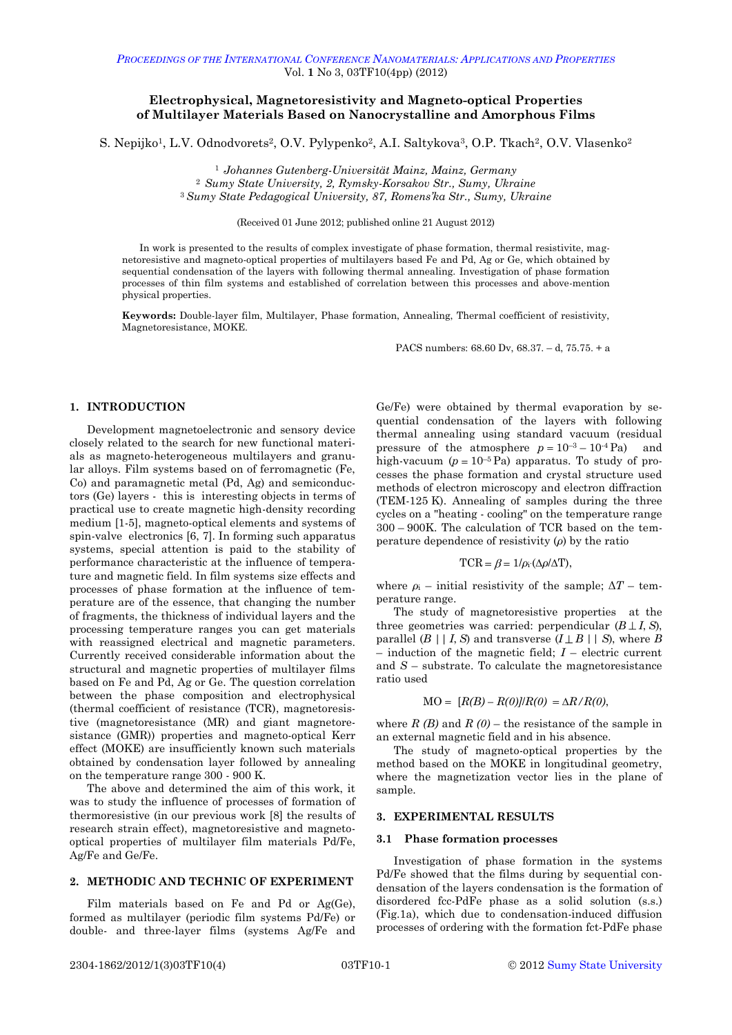# Electrophysical, Magnetoresistivity and Magneto-optical Properties of Multilayer Materials Based on Nanocrystalline and Amorphous Films

S. Nepijko[1], L.V. Odnodvorets[2], O.V. Pylypenko[2], A.I. Saltykova[3], O.P. Tkach[2], O.V. Vlasenko[2]

[1] *Johannes Gutenberg-Universität Mainz, Mainz, Germany*
[2] *Sumy State University, 2, Rymsky-Korsakov Str., Sumy, Ukraine*
[3] *Sumy State Pedagogical University, 87, Romens'ka Str., Sumy, Ukraine*

(Received 01 June 2012; published online 21 August 2012)

In work is presented to the results of complex investigate of phase formation, thermal resistivite, magnetoresistive and magneto-optical properties of multilayers based Fe and Pd, Ag or Ge, which obtained by sequential condensation of the layers with following thermal annealing. Investigation of phase formation processes of thin film systems and established of correlation between this processes and above-mention physical properties.

**Keywords:** Double-layer film, Multilayer, Phase formation, Annealing, Thermal coefficient of resistivity, Magnetoresistance, MOKE.

PACS numbers: 68.60 Dv, 68.37. – d, 75.75. + a

## 1. INTRODUCTION

Development magnetoelectronic and sensory device closely related to the search for new functional materials as magneto-heterogeneous multilayers and granular alloys. Film systems based on of ferromagnetic (Fe, Co) and paramagnetic metal (Pd, Ag) and semiconductors (Ge) layers - this is interesting objects in terms of practical use to create magnetic high-density recording medium [1-5], magneto-optical elements and systems of spin-valve electronics [6, 7]. In forming such apparatus systems, special attention is paid to the stability of performance characteristic at the influence of temperature and magnetic field. In film systems size effects and processes of phase formation at the influence of temperature are of the essence, that changing the number of fragments, the thickness of individual layers and the processing temperature ranges you can get materials with reassigned electrical and magnetic parameters. Currently received considerable information about the structural and magnetic properties of multilayer films based on Fe and Pd, Ag or Ge. The question correlation between the phase composition and electrophysical (thermal coefficient of resistance (TCR), magnetoresistive (magnetoresistance (MR) and giant magnetoresistance (GMR)) properties and magneto-optical Kerr effect (MOKE) are insufficiently known such materials obtained by condensation layer followed by annealing on the temperature range 300 - 900 K.

The above and determined the aim of this work, it was to study the influence of processes of formation of thermoresistive (in our previous work [8] the results of research strain effect), magnetoresistive and magneto-optical properties of multilayer film materials Pd/Fe, Ag/Fe and Ge/Fe.

## 2. METHODIC AND TECHNIC OF EXPERIMENT

Film materials based on Fe and Pd or Ag(Ge), formed as multilayer (periodic film systems Pd/Fe) or double- and three-layer films (systems Ag/Fe and Ge/Fe) were obtained by thermal evaporation by sequential condensation of the layers with following thermal annealing using standard vacuum (residual pressure of the atmosphere $p = 10^{-3} - 10^{-4}$ Pa) and high-vacuum ($p = 10^{-5}$ Pa) apparatus. To study of processes the phase formation and crystal structure used methods of electron microscopy and electron diffraction (TEM-125 K). Annealing of samples during the three cycles on a "heating - cooling" on the temperature range 300 – 900K. The calculation of TCR based on the temperature dependence of resistivity ($\rho$) by the ratio

$$\mathrm{TCR} = \beta = 1/\rho_i \cdot (\Delta\rho/\Delta T),$$

where $\rho_i$ – initial resistivity of the sample; $\Delta T$ – temperature range.

The study of magnetoresistive properties at the three geometries was carried: perpendicular ($B \perp I, S$), parallel ($B \mid\mid I, S$) and transverse ($I \perp B \mid\mid S$), where $B$ – induction of the magnetic field; $I$ – electric current and $S$ – substrate. To calculate the magnetoresistance ratio used

$$\mathrm{MO} = [R(B) - R(0)]/R(0) = \Delta R/R(0),$$

where $R(B)$ and $R(0)$ – the resistance of the sample in an external magnetic field and in his absence.

The study of magneto-optical properties by the method based on the MOKE in longitudinal geometry, where the magnetization vector lies in the plane of sample.

## 3. EXPERIMENTAL RESULTS

### 3.1 Phase formation processes

Investigation of phase formation in the systems Pd/Fe showed that the films during by sequential condensation of the layers condensation is the formation of disordered fcc-PdFe phase as a solid solution (s.s.) (Fig.1a), which due to condensation-induced diffusion processes of ordering with the formation fct-PdFe phase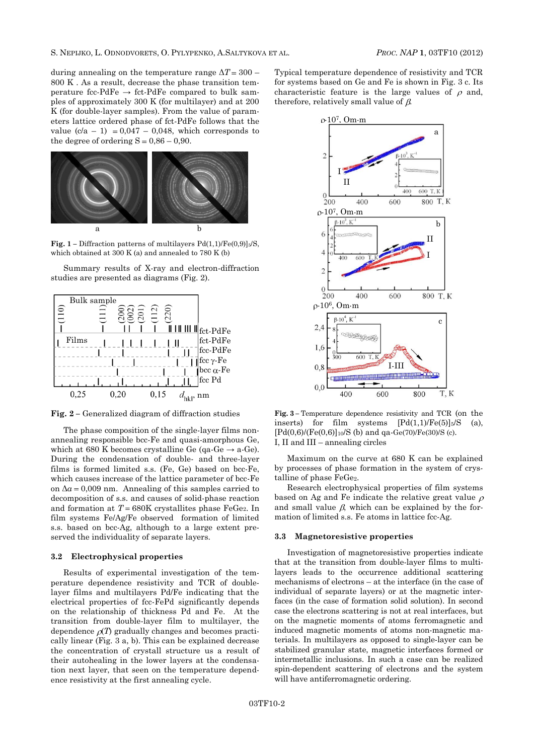during annealing on the temperature range $\Delta T = 300 – 800$ K . As a result, decrease the phase transition temperature fcc-PdFe → fct-PdFe compared to bulk samples of approximately 300 K (for multilayer) and at 200 K (for double-layer samples). From the value of parameters lattice ordered phase of fct-PdFe follows that the value $(c/a - 1) = 0,047 – 0,048$, which corresponds to the degree of ordering $S = 0,86 – 0,90$.

**Fig. 1** – Diffraction patterns of multilayers $[Pd(1,1)/Fe(0,9)]_5/S$, which obtained at 300 K (a) and annealed to 780 K (b)

Summary results of X-ray and electron-diffraction studies are presented as diagrams (Fig. 2).

**Fig. 2** – Generalized diagram of diffraction studies

The phase composition of the single-layer films non-annealing responsible bcc-Fe and quasi-amorphous Ge, which at 680 K becomes crystalline Ge (qa-Ge → a-Ge). During the condensation of double- and three-layer films is formed limited s.s. (Fe, Ge) based on bcc-Fe, which causes increase of the lattice parameter of bcc-Fe on $\Delta a = 0,009$ nm. Annealing of this samples carried to decomposition of s.s. and causes of solid-phase reaction and formation at $T = 680$K crystallites phase $FeGe_2$. In film systems Fe/Ag/Fe observed formation of limited s.s. based on bcc-Ag, although to a large extent preserved the individuality of separate layers.

### 3.2 Electrophysical properties

Results of experimental investigation of the temperature dependence resistivity and TCR of double-layer films and multilayers Pd/Fe indicating that the electrical properties of fcc-FePd significantly depends on the relationship of thickness Pd and Fe. At the transition from double-layer film to multilayer, the dependence $\rho(T)$ gradually changes and becomes practically linear (Fig. 3 a, b). This can be explained decrease the concentration of crystall structure us a result of their autohealing in the lower layers at the condensation next layer, that seen on the temperature dependence resistivity at the first annealing cycle.

Typical temperature dependence of resistivity and TCR for systems based on Ge and Fe is shown in Fig. 3 c. Its characteristic feature is the large values of $\rho$ and, therefore, relatively small value of $\beta$.

**Fig. 3** – Temperature dependence resistivity and TCR (on the inserts) for film systems $[Pd(1,1)/Fe(5)]_5/S$ (a), $[Pd(0,6)/(Fe(0,6)]_{10}/S$ (b) and qa-Ge(70)/Fe(30)/S (c). I, II and III – annealing circles

Maximum on the curve at 680 K can be explained by processes of phase formation in the system of crystalline of phase $FeGe_2$.

Research electrophysical properties of film systems based on Ag and Fe indicate the relative great value $\rho$ and small value $\beta$, which can be explained by the formation of limited s.s. Fe atoms in lattice fcc-Ag.

### 3.3 Magnetoresistive properties

Investigation of magnetoresistive properties indicate that at the transition from double-layer films to multilayers leads to the occurrence additional scattering mechanisms of electrons – at the interface (in the case of individual of separate layers) or at the magnetic interfaces (in the case of formation solid solution). In second case the electrons scattering is not at real interfaces, but on the magnetic moments of atoms ferromagnetic and induced magnetic moments of atoms non-magnetic materials. In multilayers as opposed to single-layer can be stabilized paramagnetic state, magnetic interfaces formed or intermetallic inclusions. In such a case can be realized spin-dependent scattering of electrons and the system will have antiferromagnetic ordering.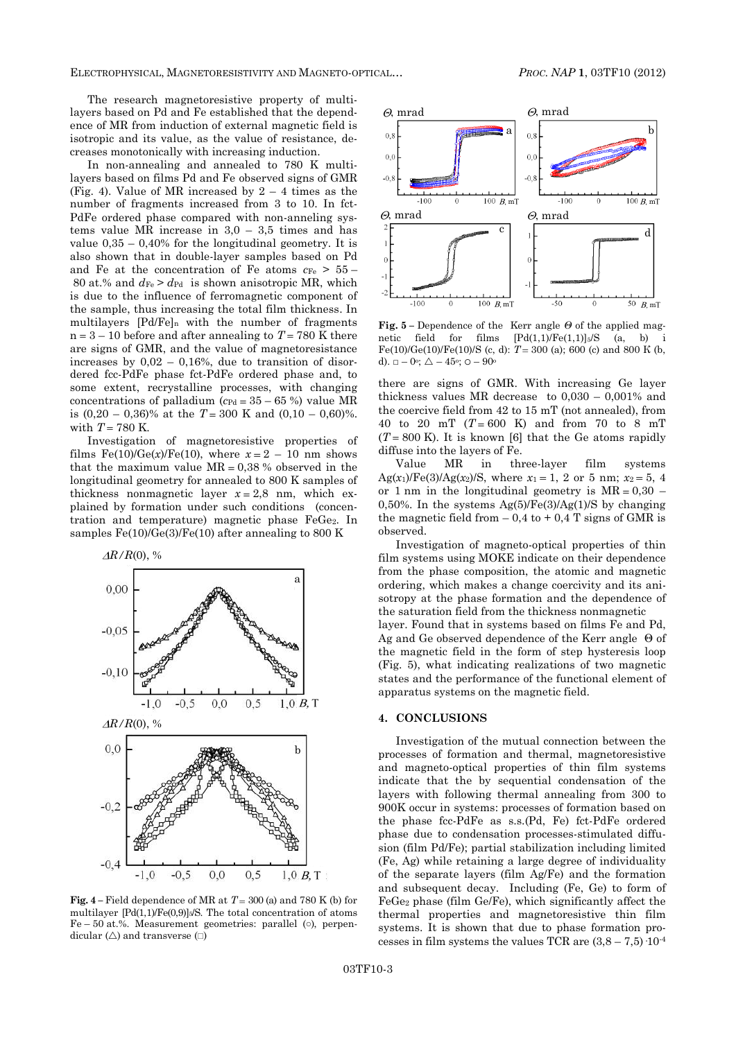The research magnetoresistive property of multilayers based on Pd and Fe established that the dependence of MR from induction of external magnetic field is isotropic and its value, as the value of resistance, decreases monotonically with increasing induction.

In non-annealing and annealed to 780 K multilayers based on films Pd and Fe observed signs of GMR (Fig. 4). Value of MR increased by 2 – 4 times as the number of fragments increased from 3 to 10. In fct-PdFe ordered phase compared with non-anneling systems value MR increase in 3,0 – 3,5 times and has value 0,35 – 0,40% for the longitudinal geometry. It is also shown that in double-layer samples based on Pd and Fe at the concentration of Fe atoms $c_{Fe}$ > 55 – 80 at.% and $d_{Fe} > d_{Pd}$ is shown anisotropic MR, which is due to the influence of ferromagnetic component of the sample, thus increasing the total film thickness. In multilayers $[Pd/Fe]_n$ with the number of fragments n = 3 – 10 before and after annealing to $T$ = 780 K there are signs of GMR, and the value of magnetoresistance increases by 0,02 – 0,16%, due to transition of disordered fcc-PdFe phase fct-PdFe ordered phase and, to some extent, recrystalline processes, with changing concentrations of palladium ($c_{Pd}$ = 35 – 65 %) value MR is (0,20 – 0,36)% at the $T$ = 300 K and (0,10 – 0,60)%. with $T$ = 780 K.

Investigation of magnetoresistive properties of films Fe(10)/Ge($x$)/Fe(10), where $x$ = 2 – 10 nm shows that the maximum value MR = 0,38 % observed in the longitudinal geometry for annealed to 800 K samples of thickness nonmagnetic layer $x$ = 2,8 nm, which explained by formation under such conditions (concentration and temperature) magnetic phase $FeGe_2$. In samples Fe(10)/Ge(3)/Fe(10) after annealing to 800 K there are signs of GMR. With increasing Ge layer thickness values MR decrease to 0,030 – 0,001% and the coercive field from 42 to 15 mT (not annealed), from 40 to 20 mT ($T$ = 600 K) and from 70 to 8 mT ($T$ = 800 K). It is known [6] that the Ge atoms rapidly diffuse into the layers of Fe.

**Fig. 4** – Field dependence of MR at $T$ = 300 (a) and 780 K (b) for multilayer $[Pd(1,1)/Fe(0,9)]_3$/S. The total concentration of atoms Fe – 50 at.%. Measurement geometries: parallel (○), perpendicular (△) and transverse (□)

**Fig. 5** – Dependence of the Kerr angle $\Theta$ of the applied magnetic field for films $[Pd(1,1)/Fe(1,1)]_5$/S (a, b) i Fe(10)/Ge(10)/Fe(10)/S (c, d): $T$ = 300 (a); 600 (c) and 800 K (b, d). □ – 0°; △ – 45°; ○ – 90°

Value MR in three-layer film systems Ag($x_1$)/Fe(3)/Ag($x_2$)/S, where $x_1$ = 1, 2 or 5 nm; $x_2$ = 5, 4 or 1 nm in the longitudinal geometry is MR = 0,30 – 0,50%. In the systems Ag(5)/Fe(3)/Ag(1)/S by changing the magnetic field from – 0,4 to + 0,4 T signs of GMR is observed.

Investigation of magneto-optical properties of thin film systems using MOKE indicate on their dependence from the phase composition, the atomic and magnetic ordering, which makes a change coercivity and its anisotropy at the phase formation and the dependence of the saturation field from the thickness nonmagnetic layer. Found that in systems based on films Fe and Pd, Ag and Ge observed dependence of the Kerr angle $\Theta$ of the magnetic field in the form of step hysteresis loop (Fig. 5), what indicating realizations of two magnetic states and the performance of the functional element of apparatus systems on the magnetic field.

## 4. CONCLUSIONS

Investigation of the mutual connection between the processes of formation and thermal, magnetoresistive and magneto-optical properties of thin film systems indicate that the by sequential condensation of the layers with following thermal annealing from 300 to 900K occur in systems: processes of formation based on the phase fcc-PdFe as s.s.(Pd, Fe) fct-PdFe ordered phase due to condensation processes-stimulated diffusion (film Pd/Fe); partial stabilization including limited (Fe, Ag) while retaining a large degree of individuality of the separate layers (film Ag/Fe) and the formation and subsequent decay. Including (Fe, Ge) to form of $FeGe_2$ phase (film Ge/Fe), which significantly affect the thermal properties and magnetoresistive thin film systems. It is shown that due to phase formation processes in film systems the values TCR are $(3{,}8 - 7{,}5) \cdot 10^{-4}$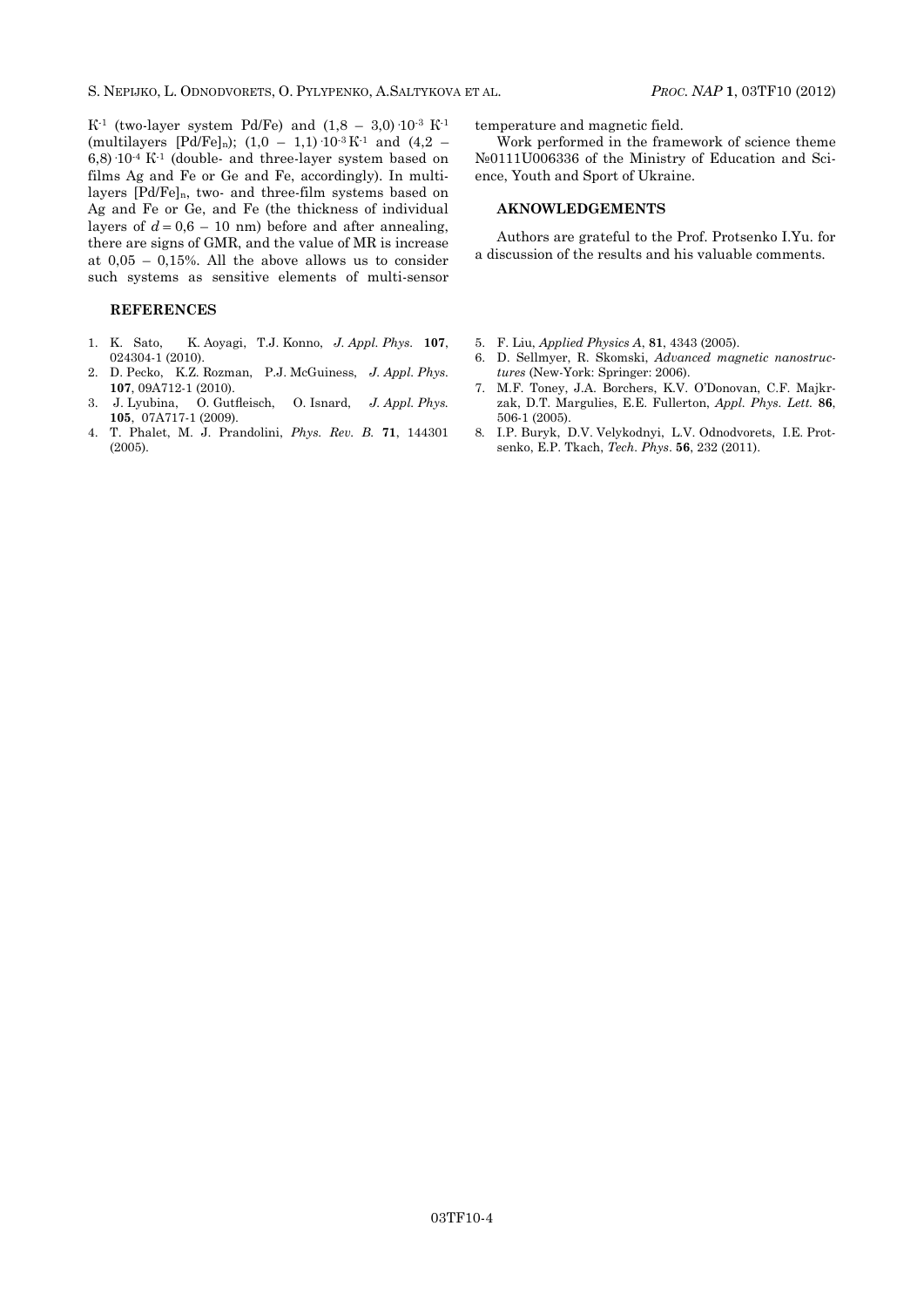$K^{-1}$ (two-layer system Pd/Fe) and $(1,8 - 3,0) \cdot 10^{-3}$ $K^{-1}$ (multilayers $[Pd/Fe]_n$); $(1,0 - 1,1) \cdot 10^{-3}$ $K^{-1}$ and $(4,2 - 6,8) \cdot 10^{-4}$ $K^{-1}$ (double- and three-layer system based on films Ag and Fe or Ge and Fe, accordingly). In multilayers $[Pd/Fe]_n$, two- and three-film systems based on Ag and Fe or Ge, and Fe (the thickness of individual layers of $d = 0,6 - 10$ nm) before and after annealing, there are signs of GMR, and the value of MR is increase at 0,05 – 0,15%. All the above allows us to consider such systems as sensitive elements of multi-sensor temperature and magnetic field.

Work performed in the framework of science theme №0111U006336 of the Ministry of Education and Science, Youth and Sport of Ukraine.

### AKNOWLEDGEMENTS

Authors are grateful to the Prof. Protsenko I.Yu. for a discussion of the results and his valuable comments.

### REFERENCES

1. K. Sato, K. Aoyagi, T.J. Konno, *J. Appl. Phys.* **107**, 024304-1 (2010).
2. D. Pecko, K.Z. Rozman, P.J. McGuiness, *J. Appl. Phys.* **107**, 09A712-1 (2010).
3. J. Lyubina, O. Gutfleisch, O. Isnard, *J. Appl. Phys.* **105**, 07A717-1 (2009).
4. T. Phalet, M. J. Prandolini, *Phys. Rev. B.* **71**, 144301 (2005).
5. F. Liu, *Applied Physics A*, **81**, 4343 (2005).
6. D. Sellmyer, R. Skomski, *Advanced magnetic nanostructures* (New-York: Springer: 2006).
7. M.F. Toney, J.A. Borchers, K.V. O'Donovan, C.F. Majkrzak, D.T. Margulies, E.E. Fullerton, *Appl. Phys. Lett.* **86**, 506-1 (2005).
8. I.P. Buryk, D.V. Velykodnyi, L.V. Odnodvorets, I.E. Protsenko, E.P. Tkach, *Tech. Phys.* **56**, 232 (2011).